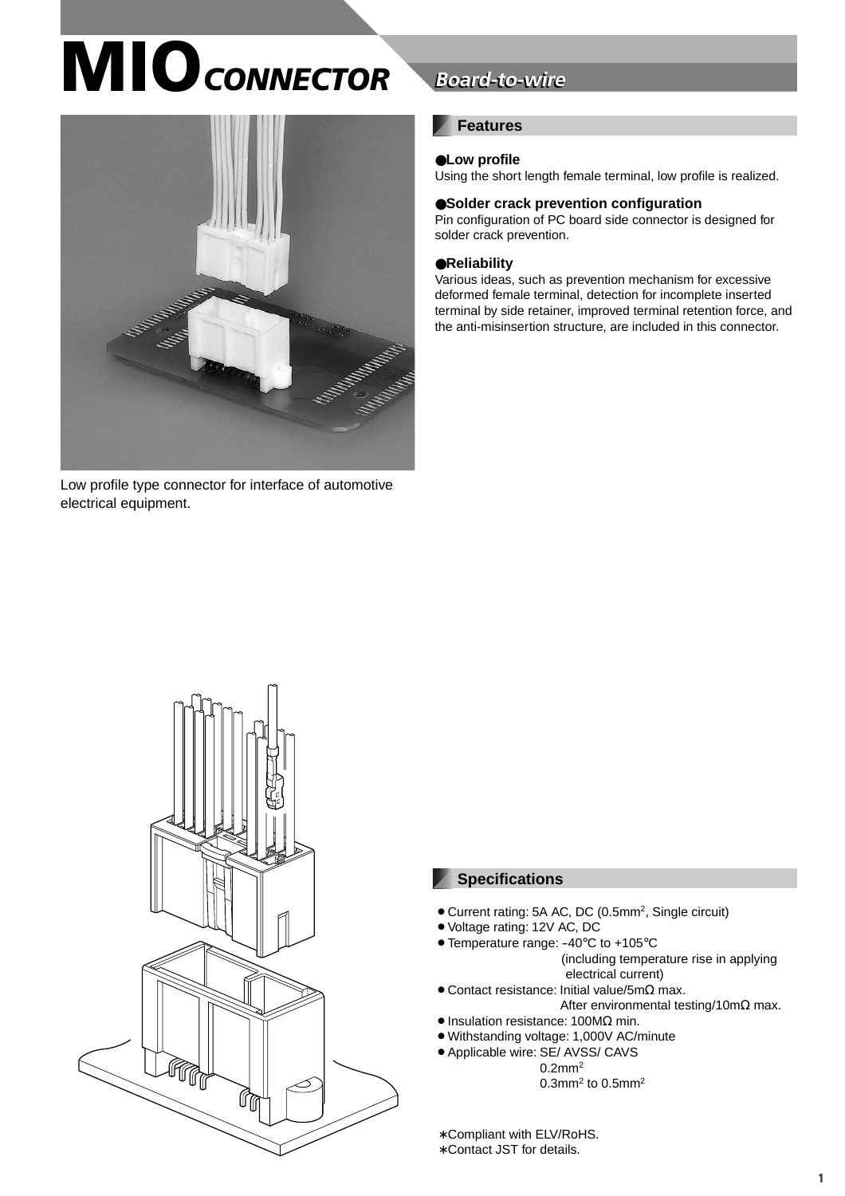# MIO CONNECTOR

*Board-to-wire*

Low profile type connector for interface of automotive electrical equipment.

## Features

●**Low profile**
Using the short length female terminal, low profile is realized.

●**Solder crack prevention configuration**
Pin configuration of PC board side connector is designed for solder crack prevention.

●**Reliability**
Various ideas, such as prevention mechanism for excessive deformed female terminal, detection for incomplete inserted terminal by side retainer, improved terminal retention force, and the anti-misinsertion structure, are included in this connector.

## Specifications

- Current rating: 5A AC, DC (0.5mm$^2$, Single circuit)
- Voltage rating: 12V AC, DC
- Temperature range: –40℃ to +105℃
  (including temperature rise in applying electrical current)
- Contact resistance: Initial value/5mΩ max.
  After environmental testing/10mΩ max.
- Insulation resistance: 100MΩ min.
- Withstanding voltage: 1,000V AC/minute
- Applicable wire: SE/ AVSS/ CAVS
  0.2mm$^2$
  0.3mm$^2$ to 0.5mm$^2$

∗Compliant with ELV/RoHS.
∗Contact JST for details.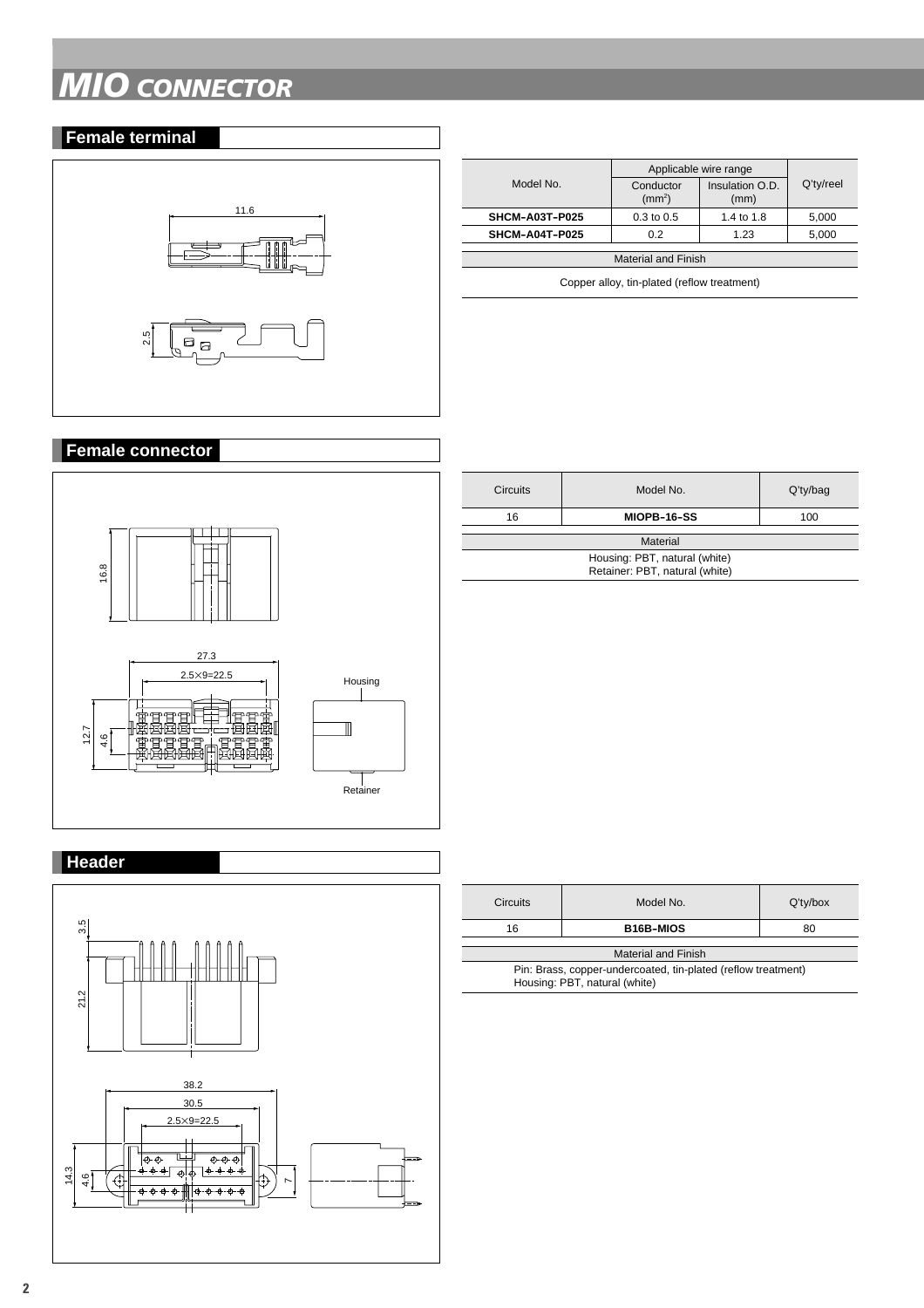# MIO CONNECTOR

## Female terminal

| Model No. | Applicable wire range | | Q'ty/reel |
|---|---|---|---|
| | Conductor ($mm^2$) | Insulation O.D. (mm) | |
| **SHCM–A03T–P025** | 0.3 to 0.5 | 1.4 to 1.8 | 5,000 |
| **SHCM–A04T–P025** | 0.2 | 1.23 | 5,000 |

| Material and Finish |
|---|
| Copper alloy, tin-plated (reflow treatment) |

## Female connector

| Circuits | Model No. | Q'ty/bag |
|---|---|---|
| 16 | **MIOPB–16–SS** | 100 |

| Material |
|---|
| Housing: PBT, natural (white)<br>Retainer: PBT, natural (white) |

## Header

| Circuits | Model No. | Q'ty/box |
|---|---|---|
| 16 | **B16B–MIOS** | 80 |

| Material and Finish |
|---|
| Pin: Brass, copper-undercoated, tin-plated (reflow treatment)<br>Housing: PBT, natural (white) |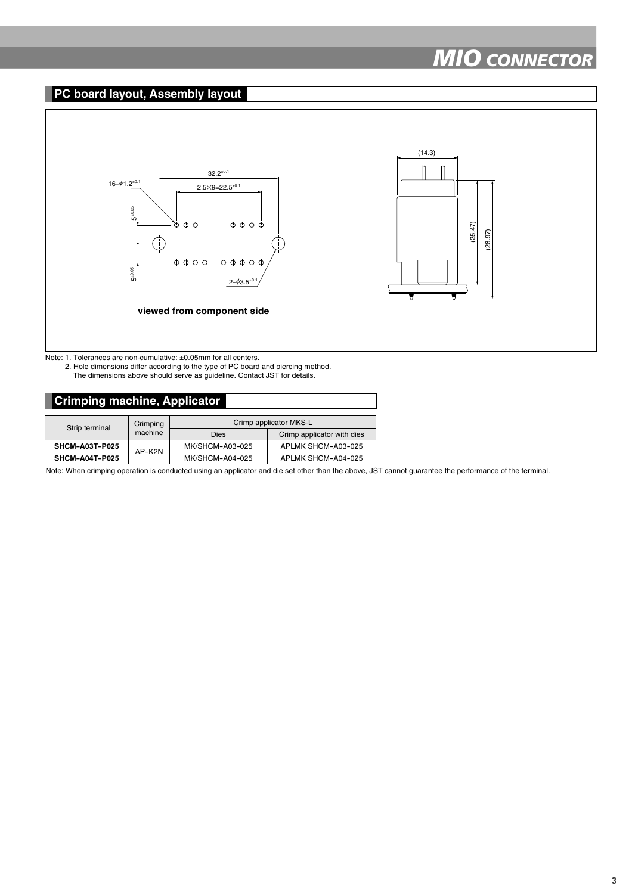## PC board layout, Assembly layout

16-$\phi$1.2$^{\pm0.1}$

32.2$^{\pm0.1}$

2.5×9=22.5$^{\pm0.1}$

5$^{\pm0.05}$

5$^{\pm0.05}$

2-$\phi$3.5$^{\pm0.1}$

**viewed from component side**

(14.3)

(25.47)

(28.97)

Note: 1. Tolerances are non-cumulative: ±0.05mm for all centers.
2. Hole dimensions differ according to the type of PC board and piercing method.
The dimensions above should serve as guideline. Contact JST for details.

## Crimping machine, Applicator

| Strip terminal | Crimping machine | Crimp applicator MKS-L | |
|---|---|---|---|
| | | Dies | Crimp applicator with dies |
| **SHCM-A03T-P025** | AP-K2N | MK/SHCM-A03-025 | APLMK SHCM-A03-025 |
| **SHCM-A04T-P025** | | MK/SHCM-A04-025 | APLMK SHCM-A04-025 |

Note: When crimping operation is conducted using an applicator and die set other than the above, JST cannot guarantee the performance of the terminal.